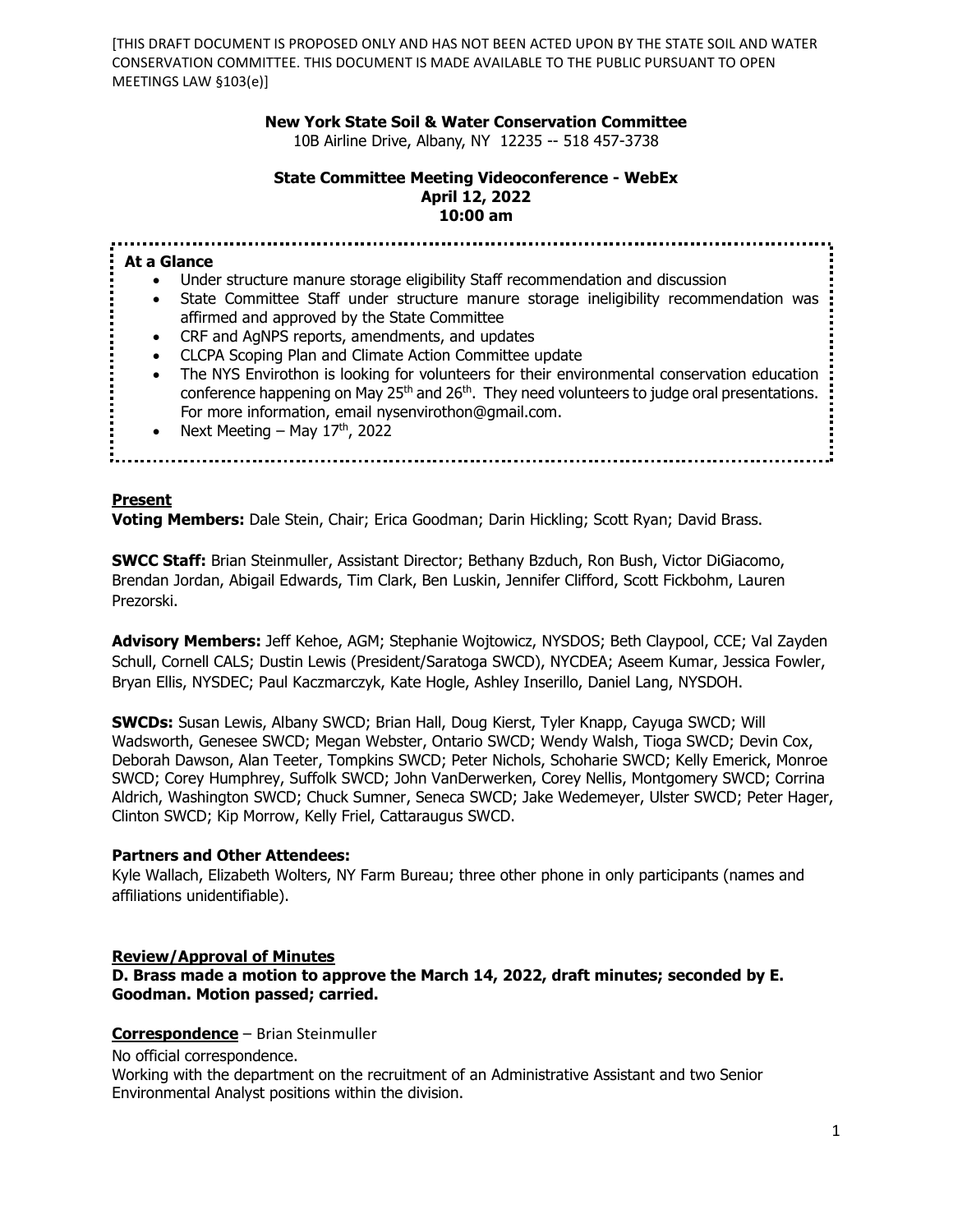[THIS DRAFT DOCUMENT IS PROPOSED ONLY AND HAS NOT BEEN ACTED UPON BY THE STATE SOIL AND WATER CONSERVATION COMMITTEE. THIS DOCUMENT IS MADE AVAILABLE TO THE PUBLIC PURSUANT TO OPEN MEETINGS LAW §103(e)]

**New York State Soil & Water Conservation Committee**
10B Airline Drive, Albany, NY 12235 -- 518 457-3738

**State Committee Meeting Videoconference - WebEx**
**April 12, 2022**
**10:00 am**

**At a Glance**

- Under structure manure storage eligibility Staff recommendation and discussion
- State Committee Staff under structure manure storage ineligibility recommendation was affirmed and approved by the State Committee
- CRF and AgNPS reports, amendments, and updates
- CLCPA Scoping Plan and Climate Action Committee update
- The NYS Envirothon is looking for volunteers for their environmental conservation education conference happening on May 25th and 26th. They need volunteers to judge oral presentations. For more information, email nysenvirothon@gmail.com.
- Next Meeting – May 17th, 2022

**Present**

**Voting Members:** Dale Stein, Chair; Erica Goodman; Darin Hickling; Scott Ryan; David Brass.

**SWCC Staff:** Brian Steinmuller, Assistant Director; Bethany Bzduch, Ron Bush, Victor DiGiacomo, Brendan Jordan, Abigail Edwards, Tim Clark, Ben Luskin, Jennifer Clifford, Scott Fickbohm, Lauren Prezorski.

**Advisory Members:** Jeff Kehoe, AGM; Stephanie Wojtowicz, NYSDOS; Beth Claypool, CCE; Val Zayden Schull, Cornell CALS; Dustin Lewis (President/Saratoga SWCD), NYCDEA; Aseem Kumar, Jessica Fowler, Bryan Ellis, NYSDEC; Paul Kaczmarczyk, Kate Hogle, Ashley Inserillo, Daniel Lang, NYSDOH.

**SWCDs:** Susan Lewis, Albany SWCD; Brian Hall, Doug Kierst, Tyler Knapp, Cayuga SWCD; Will Wadsworth, Genesee SWCD; Megan Webster, Ontario SWCD; Wendy Walsh, Tioga SWCD; Devin Cox, Deborah Dawson, Alan Teeter, Tompkins SWCD; Peter Nichols, Schoharie SWCD; Kelly Emerick, Monroe SWCD; Corey Humphrey, Suffolk SWCD; John VanDerwerken, Corey Nellis, Montgomery SWCD; Corrina Aldrich, Washington SWCD; Chuck Sumner, Seneca SWCD; Jake Wedemeyer, Ulster SWCD; Peter Hager, Clinton SWCD; Kip Morrow, Kelly Friel, Cattaraugus SWCD.

**Partners and Other Attendees:**
Kyle Wallach, Elizabeth Wolters, NY Farm Bureau; three other phone in only participants (names and affiliations unidentifiable).

**Review/Approval of Minutes**

**D. Brass made a motion to approve the March 14, 2022, draft minutes; seconded by E. Goodman. Motion passed; carried.**

**Correspondence** – Brian Steinmuller

No official correspondence.
Working with the department on the recruitment of an Administrative Assistant and two Senior Environmental Analyst positions within the division.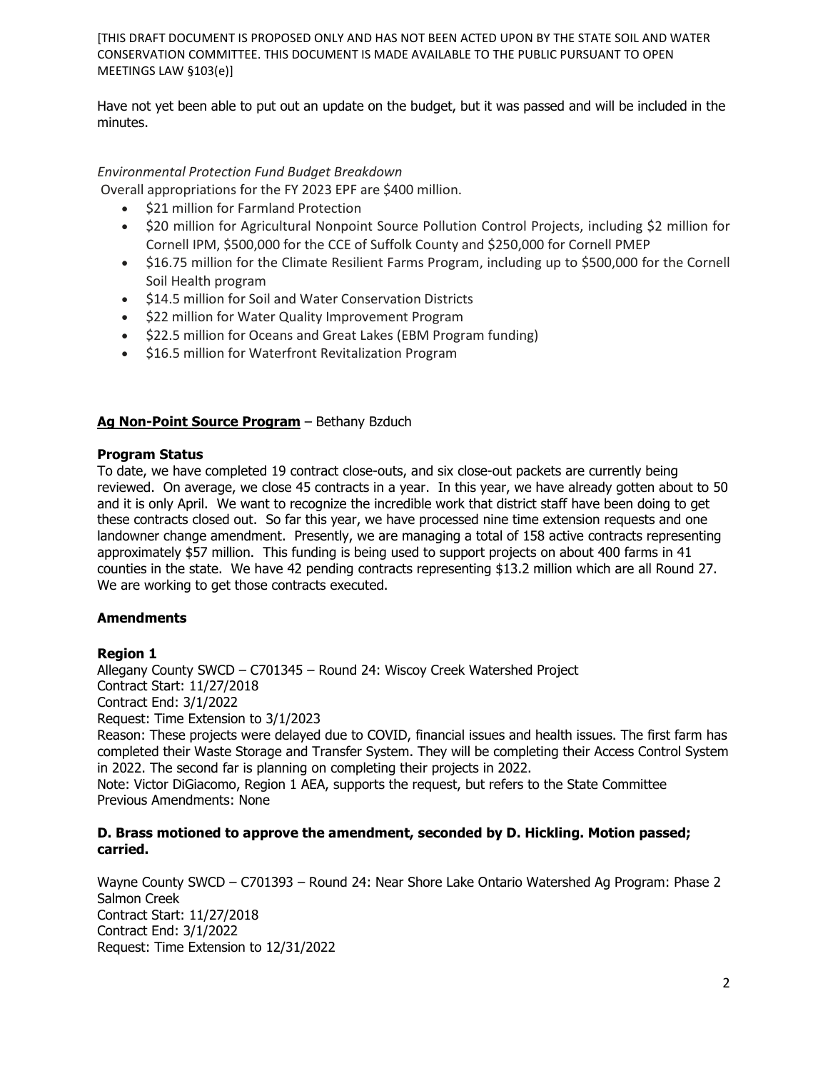[THIS DRAFT DOCUMENT IS PROPOSED ONLY AND HAS NOT BEEN ACTED UPON BY THE STATE SOIL AND WATER CONSERVATION COMMITTEE. THIS DOCUMENT IS MADE AVAILABLE TO THE PUBLIC PURSUANT TO OPEN MEETINGS LAW §103(e)]

Have not yet been able to put out an update on the budget, but it was passed and will be included in the minutes.

*Environmental Protection Fund Budget Breakdown*

Overall appropriations for the FY 2023 EPF are $400 million.

- $21 million for Farmland Protection
- $20 million for Agricultural Nonpoint Source Pollution Control Projects, including $2 million for Cornell IPM, $500,000 for the CCE of Suffolk County and $250,000 for Cornell PMEP
- $16.75 million for the Climate Resilient Farms Program, including up to $500,000 for the Cornell Soil Health program
- $14.5 million for Soil and Water Conservation Districts
- $22 million for Water Quality Improvement Program
- $22.5 million for Oceans and Great Lakes (EBM Program funding)
- $16.5 million for Waterfront Revitalization Program

**Ag Non-Point Source Program** – Bethany Bzduch

**Program Status**

To date, we have completed 19 contract close-outs, and six close-out packets are currently being reviewed. On average, we close 45 contracts in a year. In this year, we have already gotten about to 50 and it is only April. We want to recognize the incredible work that district staff have been doing to get these contracts closed out. So far this year, we have processed nine time extension requests and one landowner change amendment. Presently, we are managing a total of 158 active contracts representing approximately $57 million. This funding is being used to support projects on about 400 farms in 41 counties in the state. We have 42 pending contracts representing $13.2 million which are all Round 27. We are working to get those contracts executed.

**Amendments**

**Region 1**

Allegany County SWCD – C701345 – Round 24: Wiscoy Creek Watershed Project
Contract Start: 11/27/2018
Contract End: 3/1/2022
Request: Time Extension to 3/1/2023
Reason: These projects were delayed due to COVID, financial issues and health issues. The first farm has completed their Waste Storage and Transfer System. They will be completing their Access Control System in 2022. The second far is planning on completing their projects in 2022.
Note: Victor DiGiacomo, Region 1 AEA, supports the request, but refers to the State Committee
Previous Amendments: None

**D. Brass motioned to approve the amendment, seconded by D. Hickling. Motion passed; carried.**

Wayne County SWCD – C701393 – Round 24: Near Shore Lake Ontario Watershed Ag Program: Phase 2 Salmon Creek
Contract Start: 11/27/2018
Contract End: 3/1/2022
Request: Time Extension to 12/31/2022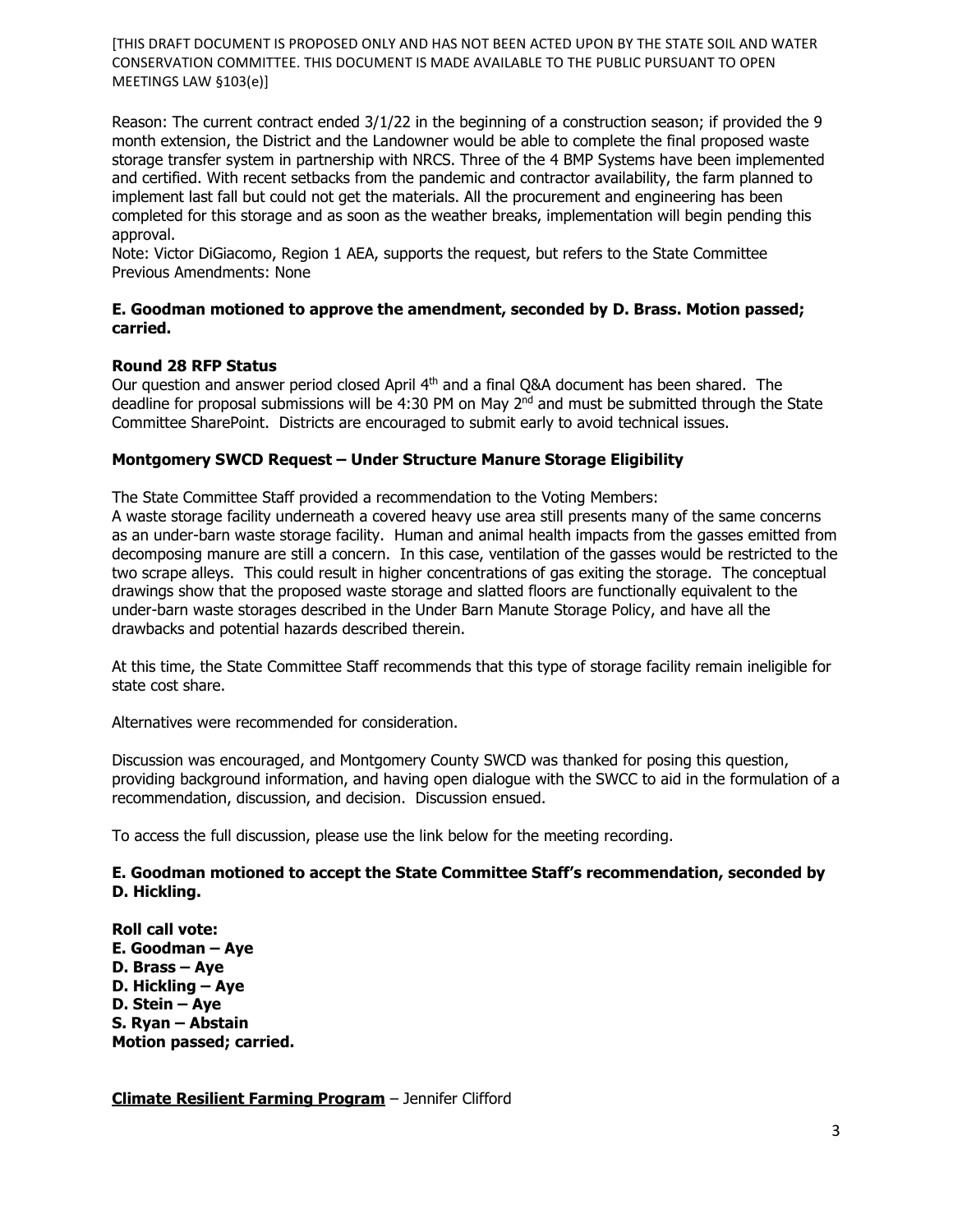[THIS DRAFT DOCUMENT IS PROPOSED ONLY AND HAS NOT BEEN ACTED UPON BY THE STATE SOIL AND WATER CONSERVATION COMMITTEE. THIS DOCUMENT IS MADE AVAILABLE TO THE PUBLIC PURSUANT TO OPEN MEETINGS LAW §103(e)]

Reason: The current contract ended 3/1/22 in the beginning of a construction season; if provided the 9 month extension, the District and the Landowner would be able to complete the final proposed waste storage transfer system in partnership with NRCS. Three of the 4 BMP Systems have been implemented and certified. With recent setbacks from the pandemic and contractor availability, the farm planned to implement last fall but could not get the materials. All the procurement and engineering has been completed for this storage and as soon as the weather breaks, implementation will begin pending this approval.
Note: Victor DiGiacomo, Region 1 AEA, supports the request, but refers to the State Committee
Previous Amendments: None

**E. Goodman motioned to approve the amendment, seconded by D. Brass. Motion passed; carried.**

**Round 28 RFP Status**
Our question and answer period closed April 4th and a final Q&A document has been shared. The deadline for proposal submissions will be 4:30 PM on May 2nd and must be submitted through the State Committee SharePoint. Districts are encouraged to submit early to avoid technical issues.

**Montgomery SWCD Request – Under Structure Manure Storage Eligibility**

The State Committee Staff provided a recommendation to the Voting Members:
A waste storage facility underneath a covered heavy use area still presents many of the same concerns as an under-barn waste storage facility. Human and animal health impacts from the gasses emitted from decomposing manure are still a concern. In this case, ventilation of the gasses would be restricted to the two scrape alleys. This could result in higher concentrations of gas exiting the storage. The conceptual drawings show that the proposed waste storage and slatted floors are functionally equivalent to the under-barn waste storages described in the Under Barn Manute Storage Policy, and have all the drawbacks and potential hazards described therein.

At this time, the State Committee Staff recommends that this type of storage facility remain ineligible for state cost share.

Alternatives were recommended for consideration.

Discussion was encouraged, and Montgomery County SWCD was thanked for posing this question, providing background information, and having open dialogue with the SWCC to aid in the formulation of a recommendation, discussion, and decision. Discussion ensued.

To access the full discussion, please use the link below for the meeting recording.

**E. Goodman motioned to accept the State Committee Staff's recommendation, seconded by D. Hickling.**

**Roll call vote:**
**E. Goodman – Aye**
**D. Brass – Aye**
**D. Hickling – Aye**
**D. Stein – Aye**
**S. Ryan – Abstain**
**Motion passed; carried.**

**Climate Resilient Farming Program** – Jennifer Clifford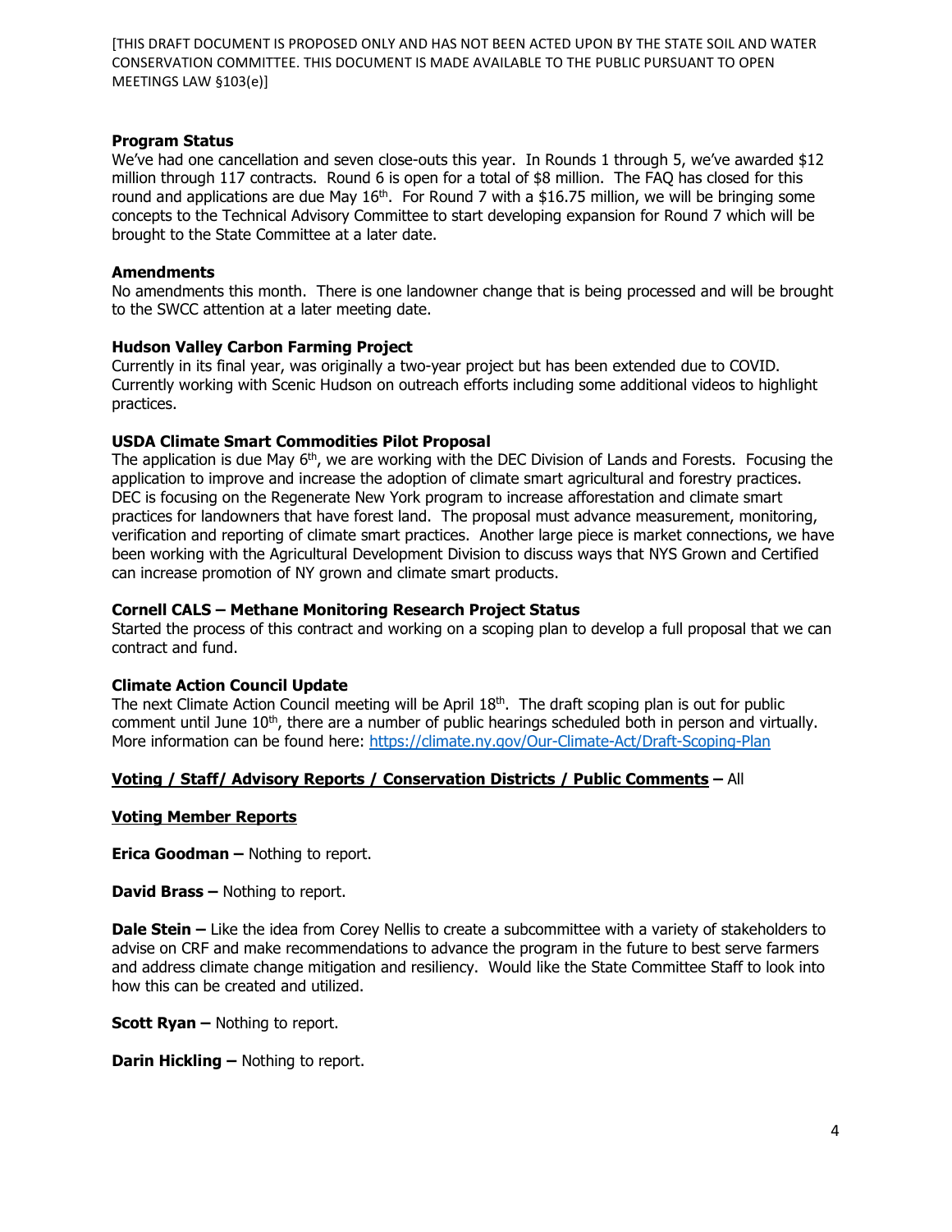[THIS DRAFT DOCUMENT IS PROPOSED ONLY AND HAS NOT BEEN ACTED UPON BY THE STATE SOIL AND WATER CONSERVATION COMMITTEE. THIS DOCUMENT IS MADE AVAILABLE TO THE PUBLIC PURSUANT TO OPEN MEETINGS LAW §103(e)]

**Program Status**
We've had one cancellation and seven close-outs this year. In Rounds 1 through 5, we've awarded $12 million through 117 contracts. Round 6 is open for a total of $8 million. The FAQ has closed for this round and applications are due May 16th. For Round 7 with a $16.75 million, we will be bringing some concepts to the Technical Advisory Committee to start developing expansion for Round 7 which will be brought to the State Committee at a later date.

**Amendments**
No amendments this month. There is one landowner change that is being processed and will be brought to the SWCC attention at a later meeting date.

**Hudson Valley Carbon Farming Project**
Currently in its final year, was originally a two-year project but has been extended due to COVID. Currently working with Scenic Hudson on outreach efforts including some additional videos to highlight practices.

**USDA Climate Smart Commodities Pilot Proposal**
The application is due May 6th, we are working with the DEC Division of Lands and Forests. Focusing the application to improve and increase the adoption of climate smart agricultural and forestry practices. DEC is focusing on the Regenerate New York program to increase afforestation and climate smart practices for landowners that have forest land. The proposal must advance measurement, monitoring, verification and reporting of climate smart practices. Another large piece is market connections, we have been working with the Agricultural Development Division to discuss ways that NYS Grown and Certified can increase promotion of NY grown and climate smart products.

**Cornell CALS – Methane Monitoring Research Project Status**
Started the process of this contract and working on a scoping plan to develop a full proposal that we can contract and fund.

**Climate Action Council Update**
The next Climate Action Council meeting will be April 18th. The draft scoping plan is out for public comment until June 10th, there are a number of public hearings scheduled both in person and virtually. More information can be found here: https://climate.ny.gov/Our-Climate-Act/Draft-Scoping-Plan

**<u>Voting / Staff/ Advisory Reports / Conservation Districts / Public Comments</u>** – All

**<u>Voting Member Reports</u>**

**Erica Goodman –** Nothing to report.

**David Brass –** Nothing to report.

**Dale Stein –** Like the idea from Corey Nellis to create a subcommittee with a variety of stakeholders to advise on CRF and make recommendations to advance the program in the future to best serve farmers and address climate change mitigation and resiliency. Would like the State Committee Staff to look into how this can be created and utilized.

**Scott Ryan –** Nothing to report.

**Darin Hickling –** Nothing to report.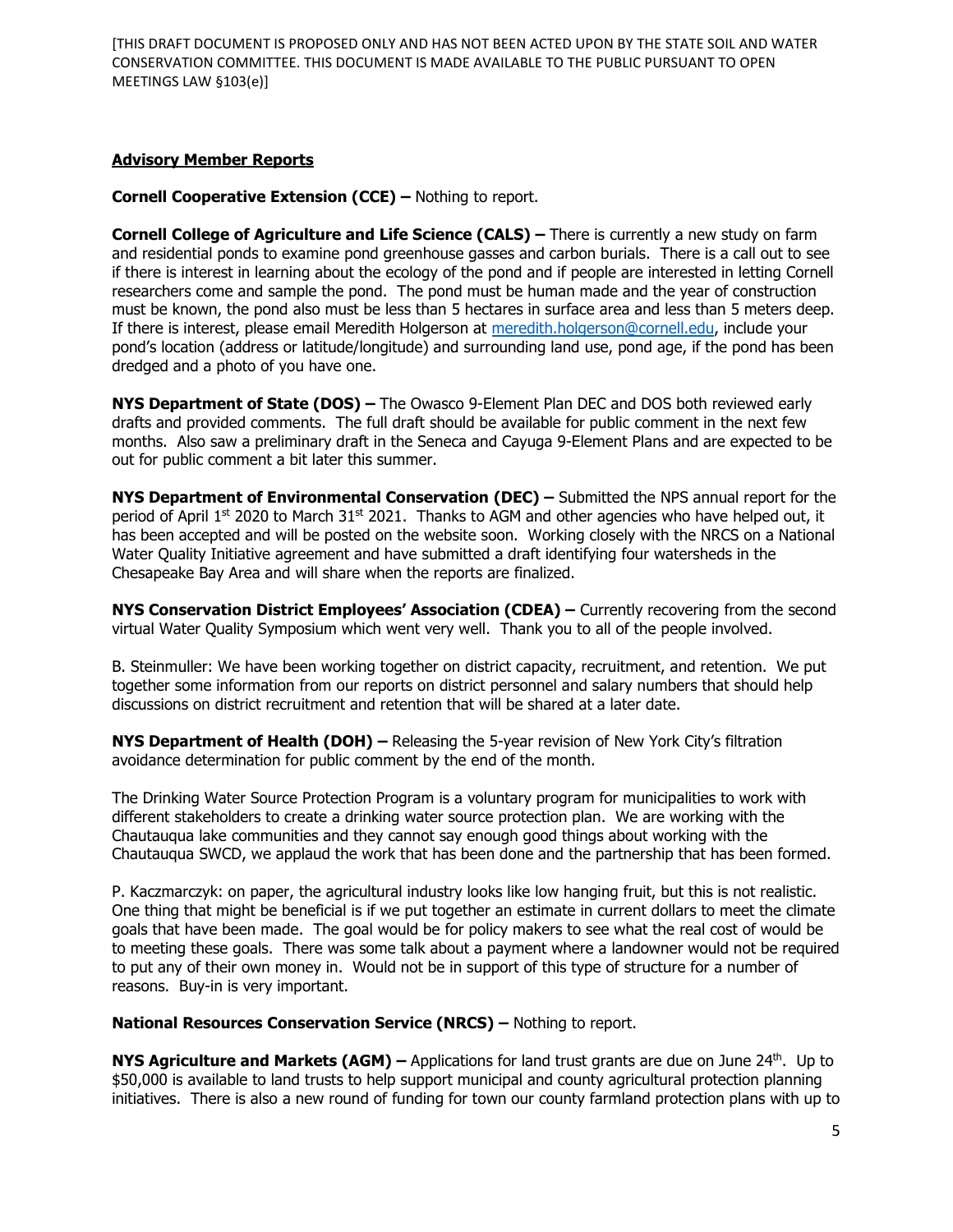[THIS DRAFT DOCUMENT IS PROPOSED ONLY AND HAS NOT BEEN ACTED UPON BY THE STATE SOIL AND WATER CONSERVATION COMMITTEE. THIS DOCUMENT IS MADE AVAILABLE TO THE PUBLIC PURSUANT TO OPEN MEETINGS LAW §103(e)]

## Advisory Member Reports

**Cornell Cooperative Extension (CCE) –** Nothing to report.

**Cornell College of Agriculture and Life Science (CALS) –** There is currently a new study on farm and residential ponds to examine pond greenhouse gasses and carbon burials. There is a call out to see if there is interest in learning about the ecology of the pond and if people are interested in letting Cornell researchers come and sample the pond. The pond must be human made and the year of construction must be known, the pond also must be less than 5 hectares in surface area and less than 5 meters deep. If there is interest, please email Meredith Holgerson at meredith.holgerson@cornell.edu, include your pond's location (address or latitude/longitude) and surrounding land use, pond age, if the pond has been dredged and a photo of you have one.

**NYS Department of State (DOS) –** The Owasco 9-Element Plan DEC and DOS both reviewed early drafts and provided comments. The full draft should be available for public comment in the next few months. Also saw a preliminary draft in the Seneca and Cayuga 9-Element Plans and are expected to be out for public comment a bit later this summer.

**NYS Department of Environmental Conservation (DEC) –** Submitted the NPS annual report for the period of April 1st 2020 to March 31st 2021. Thanks to AGM and other agencies who have helped out, it has been accepted and will be posted on the website soon. Working closely with the NRCS on a National Water Quality Initiative agreement and have submitted a draft identifying four watersheds in the Chesapeake Bay Area and will share when the reports are finalized.

**NYS Conservation District Employees' Association (CDEA) –** Currently recovering from the second virtual Water Quality Symposium which went very well. Thank you to all of the people involved.

B. Steinmuller: We have been working together on district capacity, recruitment, and retention. We put together some information from our reports on district personnel and salary numbers that should help discussions on district recruitment and retention that will be shared at a later date.

**NYS Department of Health (DOH) –** Releasing the 5-year revision of New York City's filtration avoidance determination for public comment by the end of the month.

The Drinking Water Source Protection Program is a voluntary program for municipalities to work with different stakeholders to create a drinking water source protection plan. We are working with the Chautauqua lake communities and they cannot say enough good things about working with the Chautauqua SWCD, we applaud the work that has been done and the partnership that has been formed.

P. Kaczmarczyk: on paper, the agricultural industry looks like low hanging fruit, but this is not realistic. One thing that might be beneficial is if we put together an estimate in current dollars to meet the climate goals that have been made. The goal would be for policy makers to see what the real cost of would be to meeting these goals. There was some talk about a payment where a landowner would not be required to put any of their own money in. Would not be in support of this type of structure for a number of reasons. Buy-in is very important.

**National Resources Conservation Service (NRCS) –** Nothing to report.

**NYS Agriculture and Markets (AGM) –** Applications for land trust grants are due on June 24th. Up to $50,000 is available to land trusts to help support municipal and county agricultural protection planning initiatives. There is also a new round of funding for town our county farmland protection plans with up to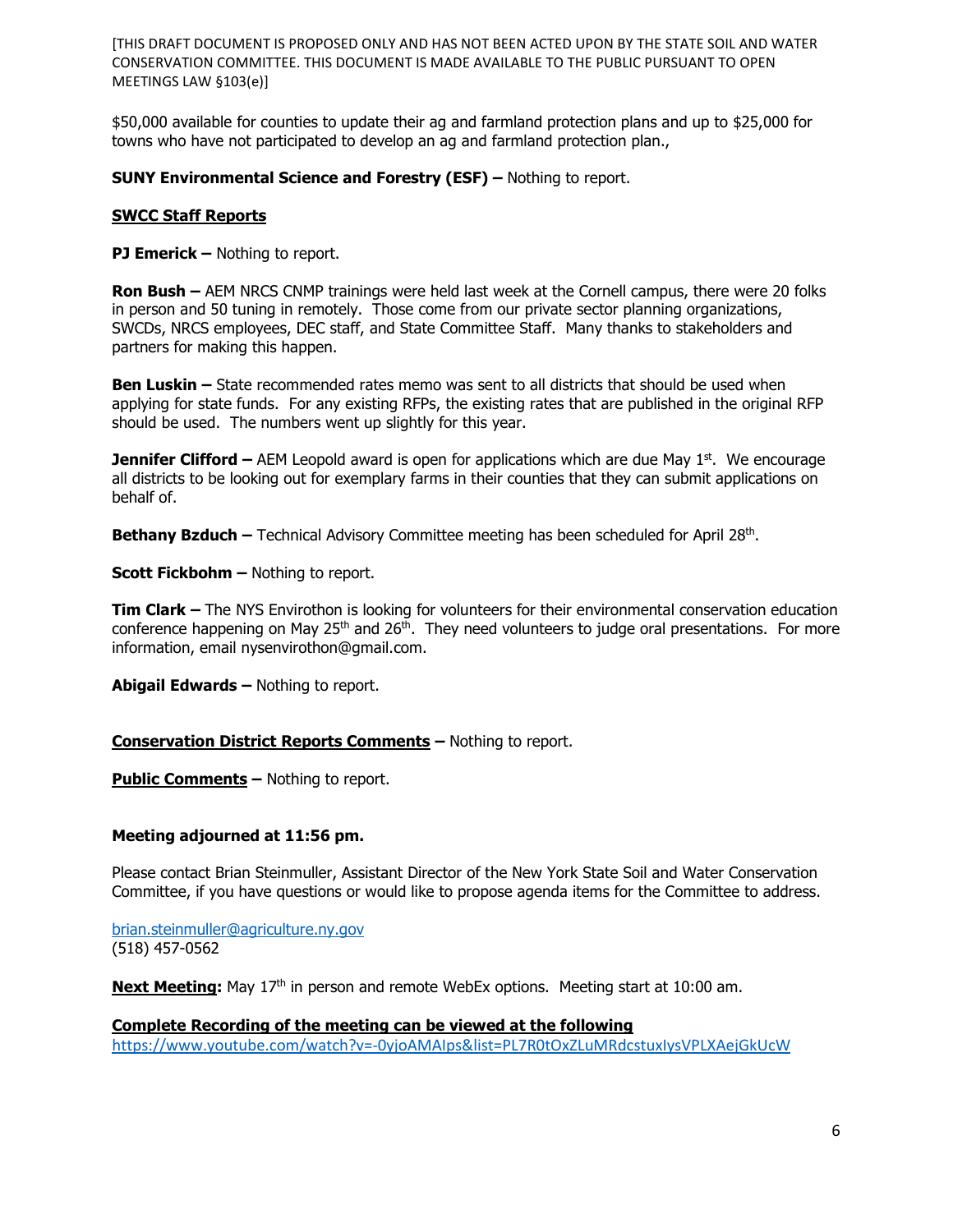[THIS DRAFT DOCUMENT IS PROPOSED ONLY AND HAS NOT BEEN ACTED UPON BY THE STATE SOIL AND WATER CONSERVATION COMMITTEE. THIS DOCUMENT IS MADE AVAILABLE TO THE PUBLIC PURSUANT TO OPEN MEETINGS LAW §103(e)]

$50,000 available for counties to update their ag and farmland protection plans and up to $25,000 for towns who have not participated to develop an ag and farmland protection plan.,

**SUNY Environmental Science and Forestry (ESF) –** Nothing to report.

**SWCC Staff Reports**

**PJ Emerick –** Nothing to report.

**Ron Bush –** AEM NRCS CNMP trainings were held last week at the Cornell campus, there were 20 folks in person and 50 tuning in remotely. Those come from our private sector planning organizations, SWCDs, NRCS employees, DEC staff, and State Committee Staff. Many thanks to stakeholders and partners for making this happen.

**Ben Luskin –** State recommended rates memo was sent to all districts that should be used when applying for state funds. For any existing RFPs, the existing rates that are published in the original RFP should be used. The numbers went up slightly for this year.

**Jennifer Clifford –** AEM Leopold award is open for applications which are due May 1st. We encourage all districts to be looking out for exemplary farms in their counties that they can submit applications on behalf of.

**Bethany Bzduch –** Technical Advisory Committee meeting has been scheduled for April 28th.

**Scott Fickbohm –** Nothing to report.

**Tim Clark –** The NYS Envirothon is looking for volunteers for their environmental conservation education conference happening on May 25th and 26th. They need volunteers to judge oral presentations. For more information, email nysenvirothon@gmail.com.

**Abigail Edwards –** Nothing to report.

**Conservation District Reports Comments –** Nothing to report.

**Public Comments –** Nothing to report.

**Meeting adjourned at 11:56 pm.**

Please contact Brian Steinmuller, Assistant Director of the New York State Soil and Water Conservation Committee, if you have questions or would like to propose agenda items for the Committee to address.

brian.steinmuller@agriculture.ny.gov
(518) 457-0562

**Next Meeting:** May 17th in person and remote WebEx options. Meeting start at 10:00 am.

**Complete Recording of the meeting can be viewed at the following**
https://www.youtube.com/watch?v=-0yjoAMAIps&list=PL7R0tOxZLuMRdcstuxIysVPLXAejGkUcW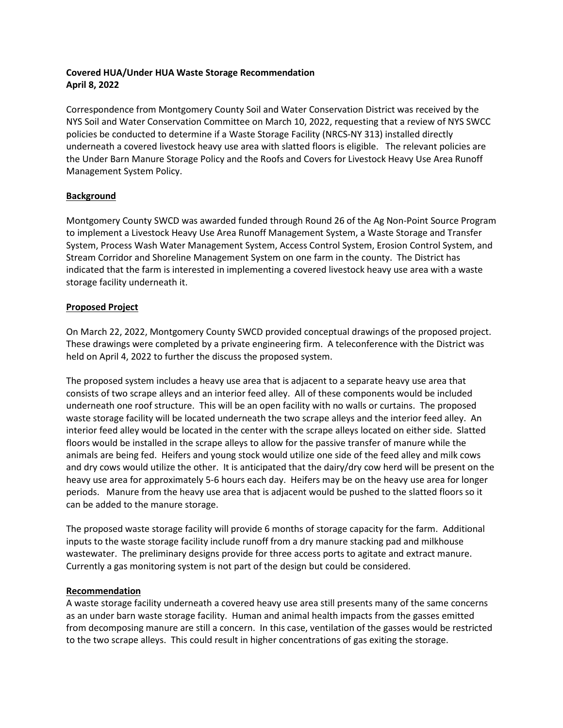**Covered HUA/Under HUA Waste Storage Recommendation**
**April 8, 2022**

Correspondence from Montgomery County Soil and Water Conservation District was received by the NYS Soil and Water Conservation Committee on March 10, 2022, requesting that a review of NYS SWCC policies be conducted to determine if a Waste Storage Facility (NRCS-NY 313) installed directly underneath a covered livestock heavy use area with slatted floors is eligible. The relevant policies are the Under Barn Manure Storage Policy and the Roofs and Covers for Livestock Heavy Use Area Runoff Management System Policy.

**Background**

Montgomery County SWCD was awarded funded through Round 26 of the Ag Non-Point Source Program to implement a Livestock Heavy Use Area Runoff Management System, a Waste Storage and Transfer System, Process Wash Water Management System, Access Control System, Erosion Control System, and Stream Corridor and Shoreline Management System on one farm in the county. The District has indicated that the farm is interested in implementing a covered livestock heavy use area with a waste storage facility underneath it.

**Proposed Project**

On March 22, 2022, Montgomery County SWCD provided conceptual drawings of the proposed project. These drawings were completed by a private engineering firm. A teleconference with the District was held on April 4, 2022 to further the discuss the proposed system.

The proposed system includes a heavy use area that is adjacent to a separate heavy use area that consists of two scrape alleys and an interior feed alley. All of these components would be included underneath one roof structure. This will be an open facility with no walls or curtains. The proposed waste storage facility will be located underneath the two scrape alleys and the interior feed alley. An interior feed alley would be located in the center with the scrape alleys located on either side. Slatted floors would be installed in the scrape alleys to allow for the passive transfer of manure while the animals are being fed. Heifers and young stock would utilize one side of the feed alley and milk cows and dry cows would utilize the other. It is anticipated that the dairy/dry cow herd will be present on the heavy use area for approximately 5-6 hours each day. Heifers may be on the heavy use area for longer periods. Manure from the heavy use area that is adjacent would be pushed to the slatted floors so it can be added to the manure storage.

The proposed waste storage facility will provide 6 months of storage capacity for the farm. Additional inputs to the waste storage facility include runoff from a dry manure stacking pad and milkhouse wastewater. The preliminary designs provide for three access ports to agitate and extract manure. Currently a gas monitoring system is not part of the design but could be considered.

**Recommendation**

A waste storage facility underneath a covered heavy use area still presents many of the same concerns as an under barn waste storage facility. Human and animal health impacts from the gasses emitted from decomposing manure are still a concern. In this case, ventilation of the gasses would be restricted to the two scrape alleys. This could result in higher concentrations of gas exiting the storage.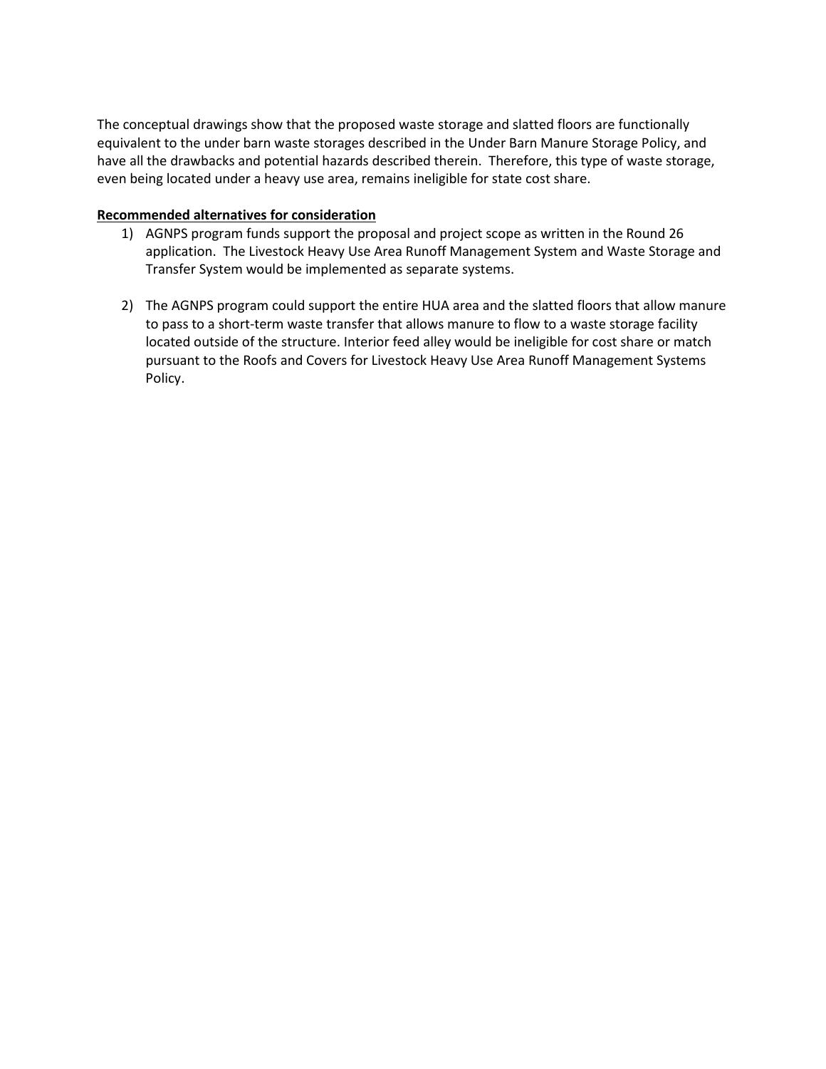The conceptual drawings show that the proposed waste storage and slatted floors are functionally equivalent to the under barn waste storages described in the Under Barn Manure Storage Policy, and have all the drawbacks and potential hazards described therein. Therefore, this type of waste storage, even being located under a heavy use area, remains ineligible for state cost share.

**Recommended alternatives for consideration**

1) AGNPS program funds support the proposal and project scope as written in the Round 26 application. The Livestock Heavy Use Area Runoff Management System and Waste Storage and Transfer System would be implemented as separate systems.

2) The AGNPS program could support the entire HUA area and the slatted floors that allow manure to pass to a short-term waste transfer that allows manure to flow to a waste storage facility located outside of the structure. Interior feed alley would be ineligible for cost share or match pursuant to the Roofs and Covers for Livestock Heavy Use Area Runoff Management Systems Policy.